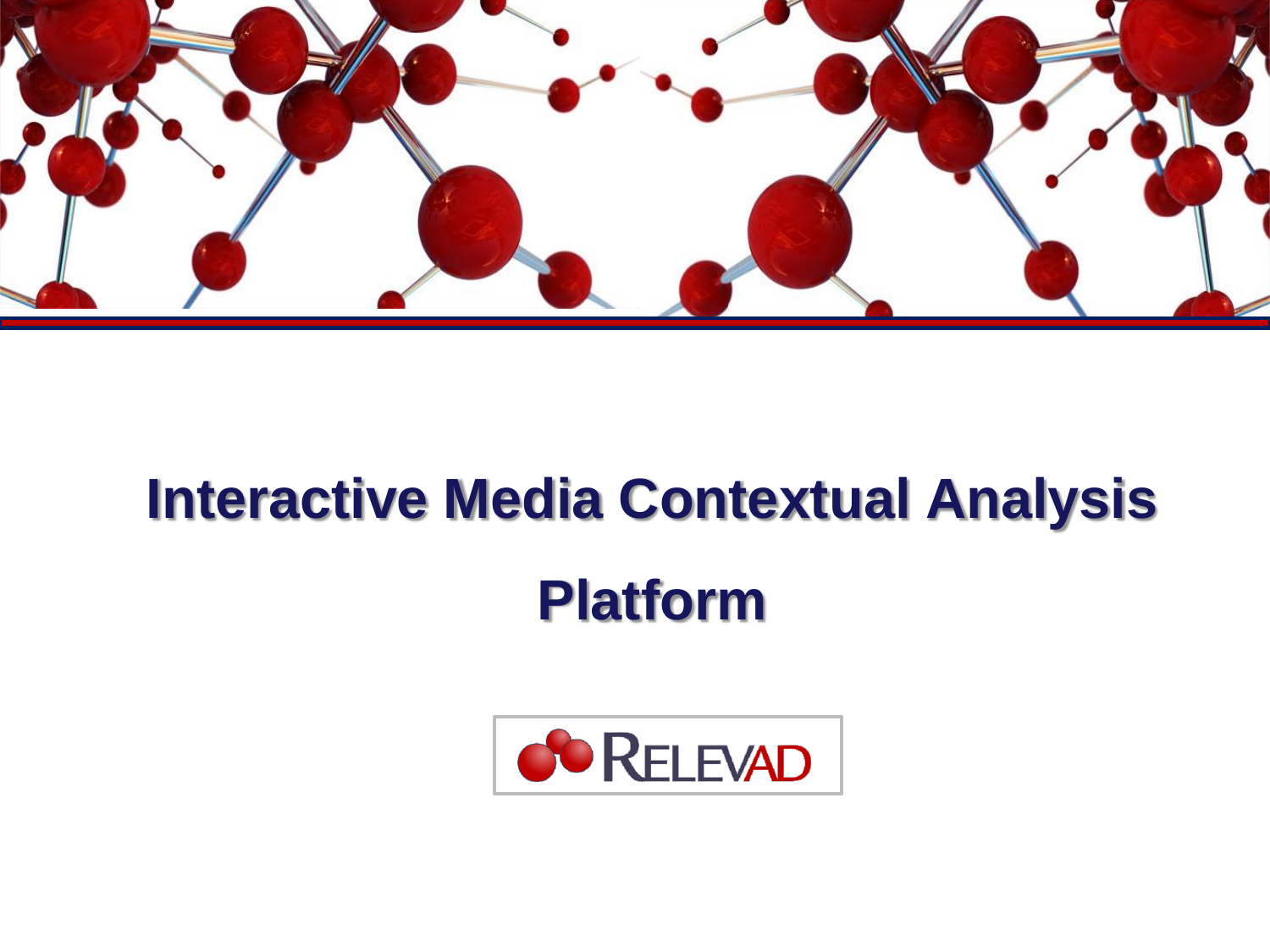# Interactive Media Contextual Analysis Platform

RELEVAD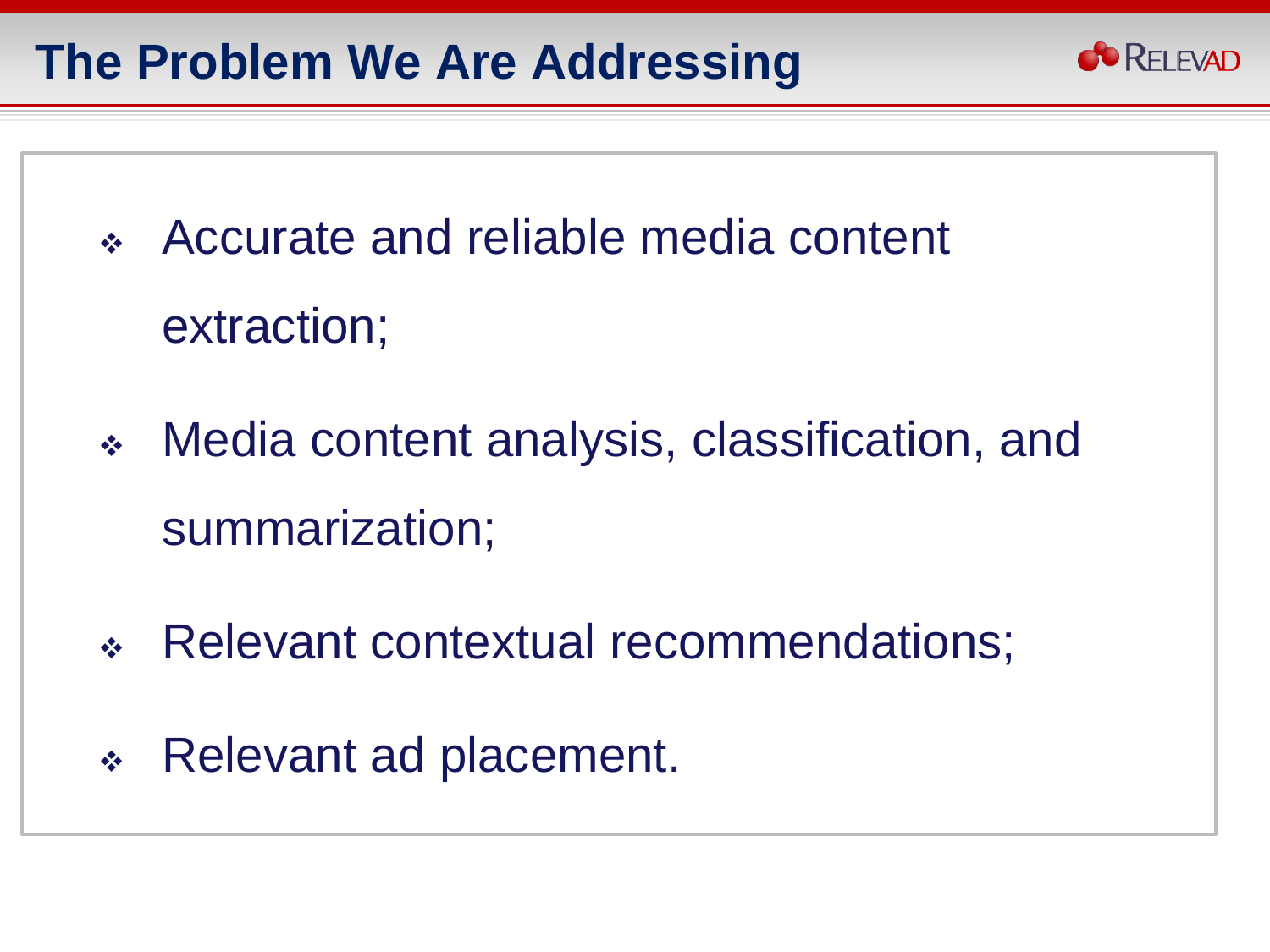# The Problem We Are Addressing

- Accurate and reliable media content extraction;
- Media content analysis, classification, and summarization;
- Relevant contextual recommendations;
- Relevant ad placement.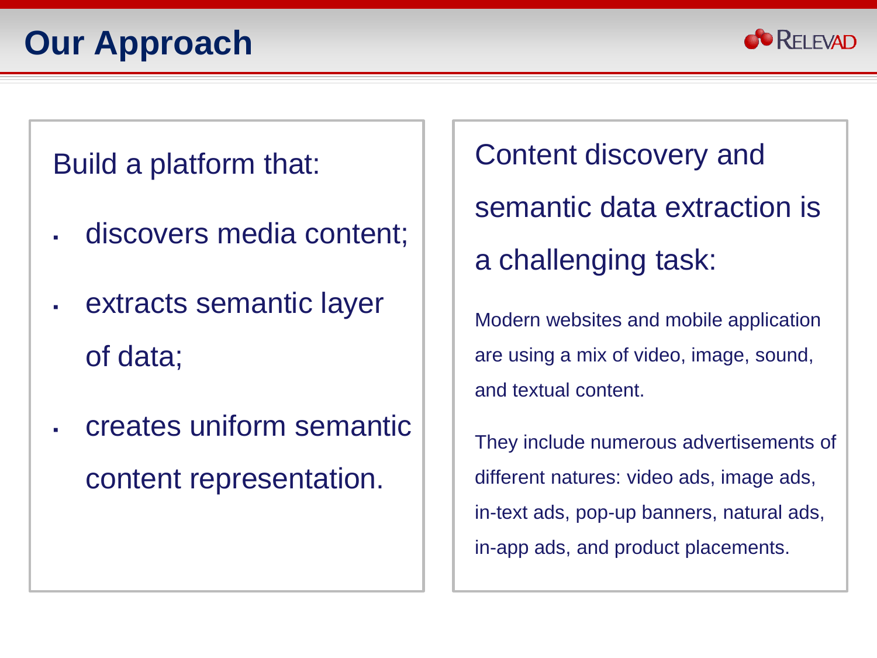# Our Approach

Build a platform that:

- discovers media content;
- extracts semantic layer of data;
- creates uniform semantic content representation.

Content discovery and semantic data extraction is a challenging task:

Modern websites and mobile application are using a mix of video, image, sound, and textual content.

They include numerous advertisements of different natures: video ads, image ads, in-text ads, pop-up banners, natural ads, in-app ads, and product placements.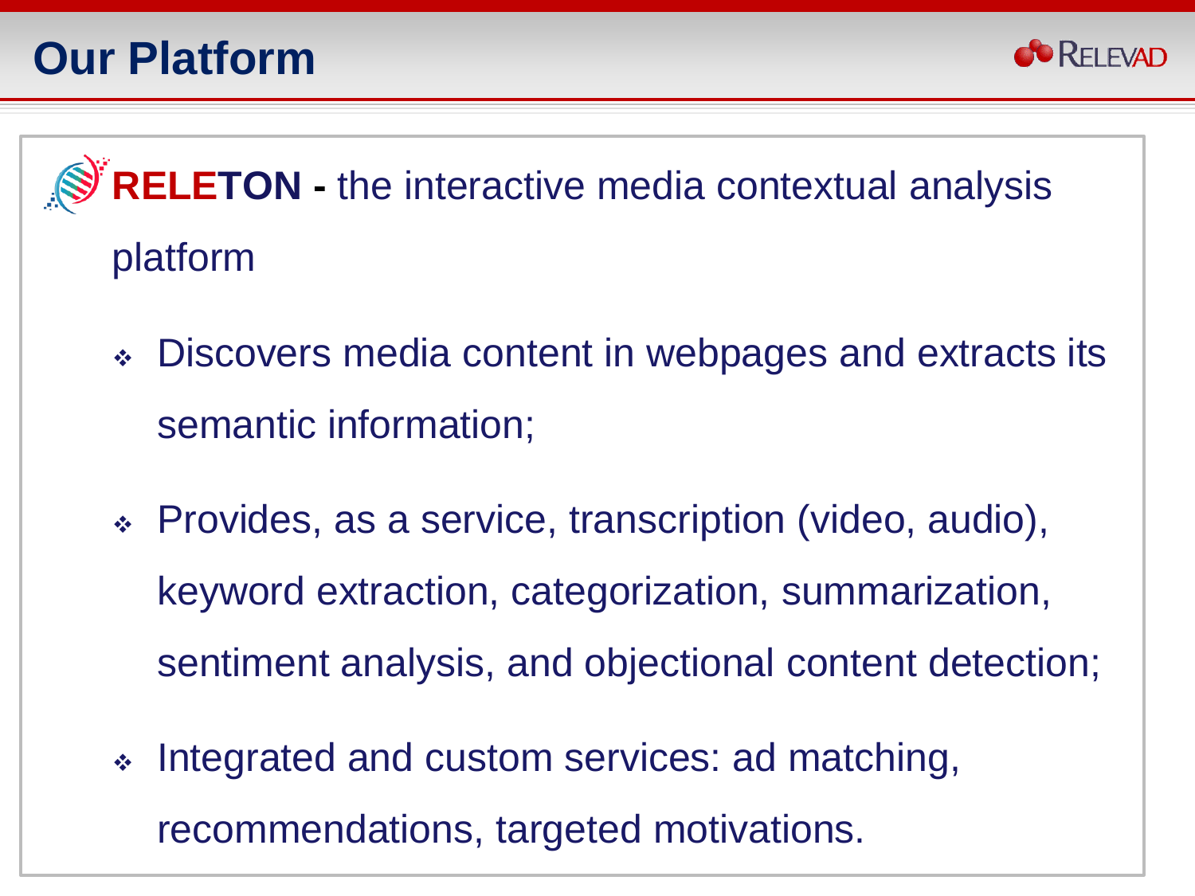# Our Platform

**RELETON -** the interactive media contextual analysis platform

- Discovers media content in webpages and extracts its semantic information;
- Provides, as a service, transcription (video, audio), keyword extraction, categorization, summarization, sentiment analysis, and objectional content detection;
- Integrated and custom services: ad matching, recommendations, targeted motivations.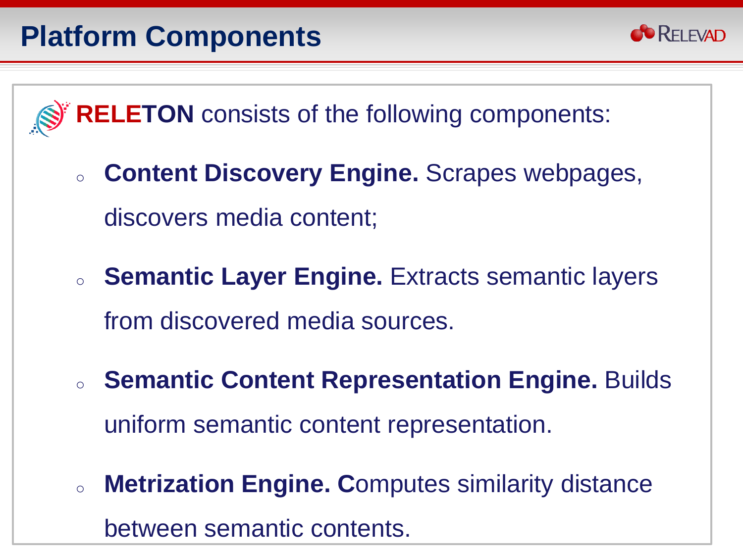# Platform Components

**RELETON** consists of the following components:

- **Content Discovery Engine.** Scrapes webpages, discovers media content;
- **Semantic Layer Engine.** Extracts semantic layers from discovered media sources.
- **Semantic Content Representation Engine.** Builds uniform semantic content representation.
- **Metrization Engine. C**omputes similarity distance between semantic contents.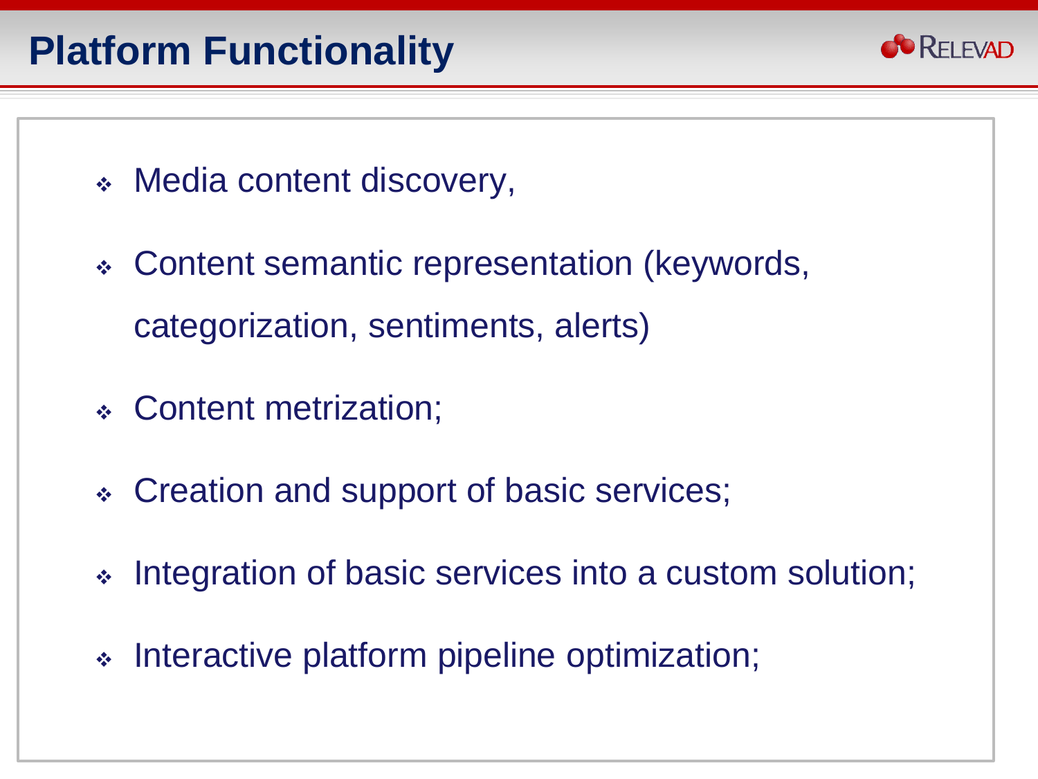# Platform Functionality

- Media content discovery,
- Content semantic representation (keywords, categorization, sentiments, alerts)
- Content metrization;
- Creation and support of basic services;
- Integration of basic services into a custom solution;
- Interactive platform pipeline optimization;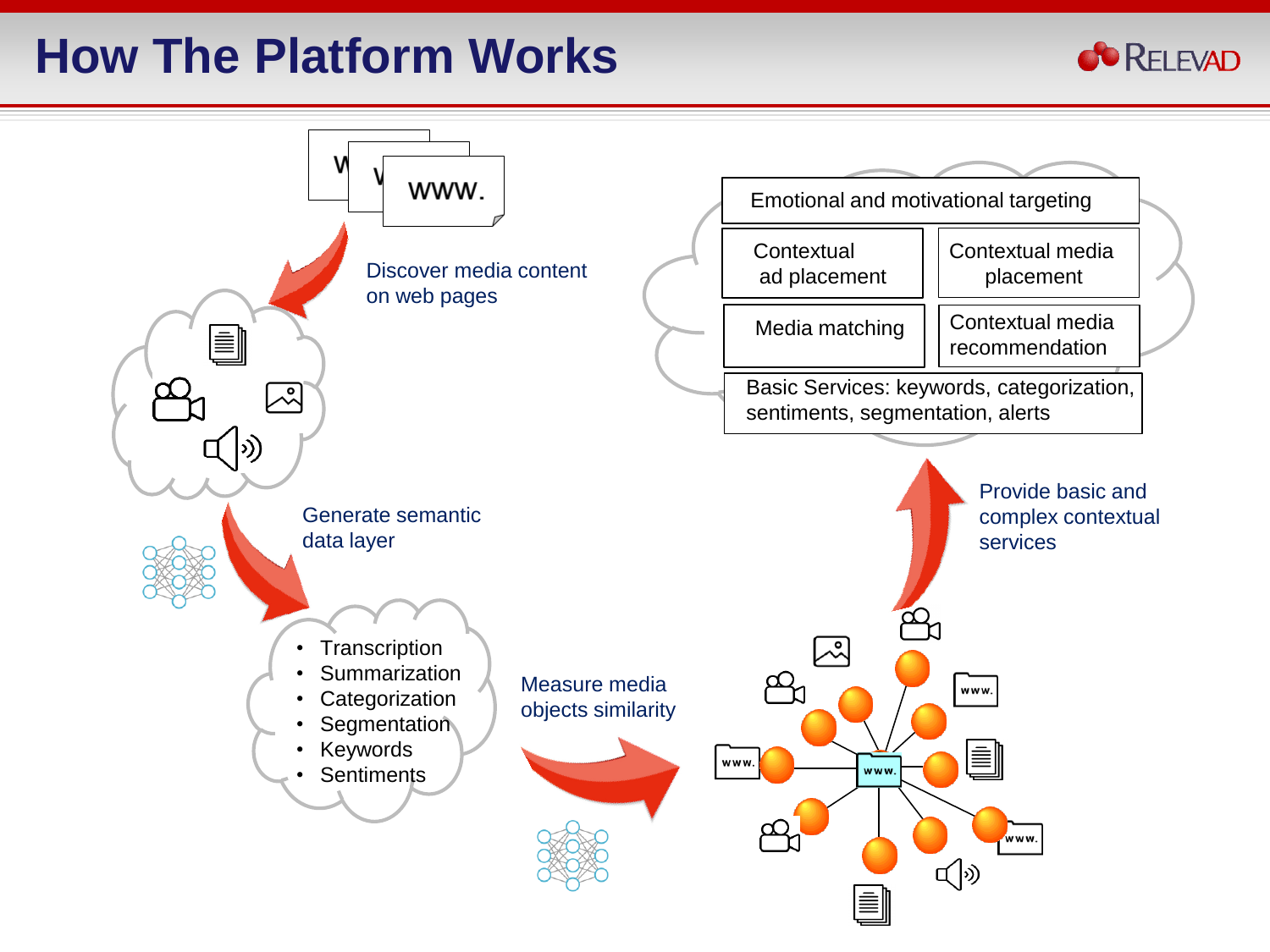# How The Platform Works

Discover media content on web pages

Generate semantic data layer

- Transcription
- Summarization
- Categorization
- Segmentation
- Keywords
- Sentiments

Measure media objects similarity

Provide basic and complex contextual services

Emotional and motivational targeting

Contextual ad placement

Contextual media placement

Media matching

Contextual media recommendation

Basic Services: keywords, categorization, sentiments, segmentation, alerts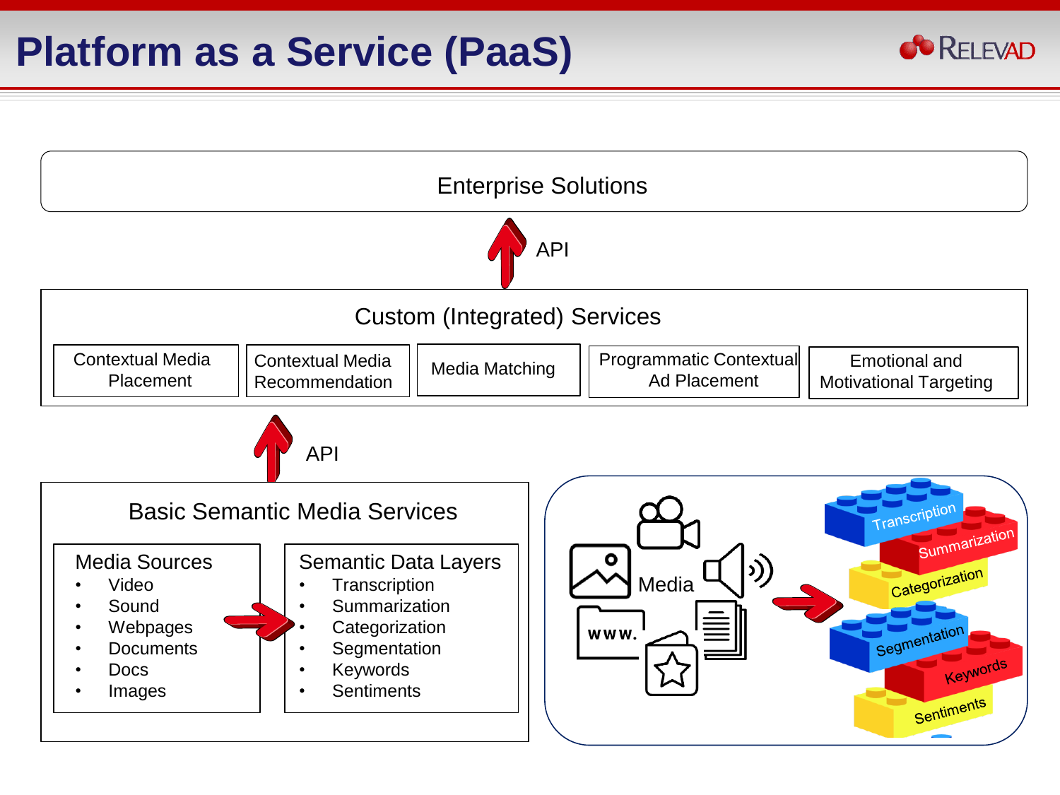# Platform as a Service (PaaS)

Enterprise Solutions

API

Custom (Integrated) Services

- Contextual Media Placement
- Contextual Media Recommendation
- Media Matching
- Programmatic Contextual Ad Placement
- Emotional and Motivational Targeting

API

## Basic Semantic Media Services

**Media Sources**

- Video
- Sound
- Webpages
- Documents
- Docs
- Images

**Semantic Data Layers**

- Transcription
- Summarization
- Categorization
- Segmentation
- Keywords
- Sentiments

Media

WWW.

Transcription

Summarization

Categorization

Segmentation

Keywords

Sentiments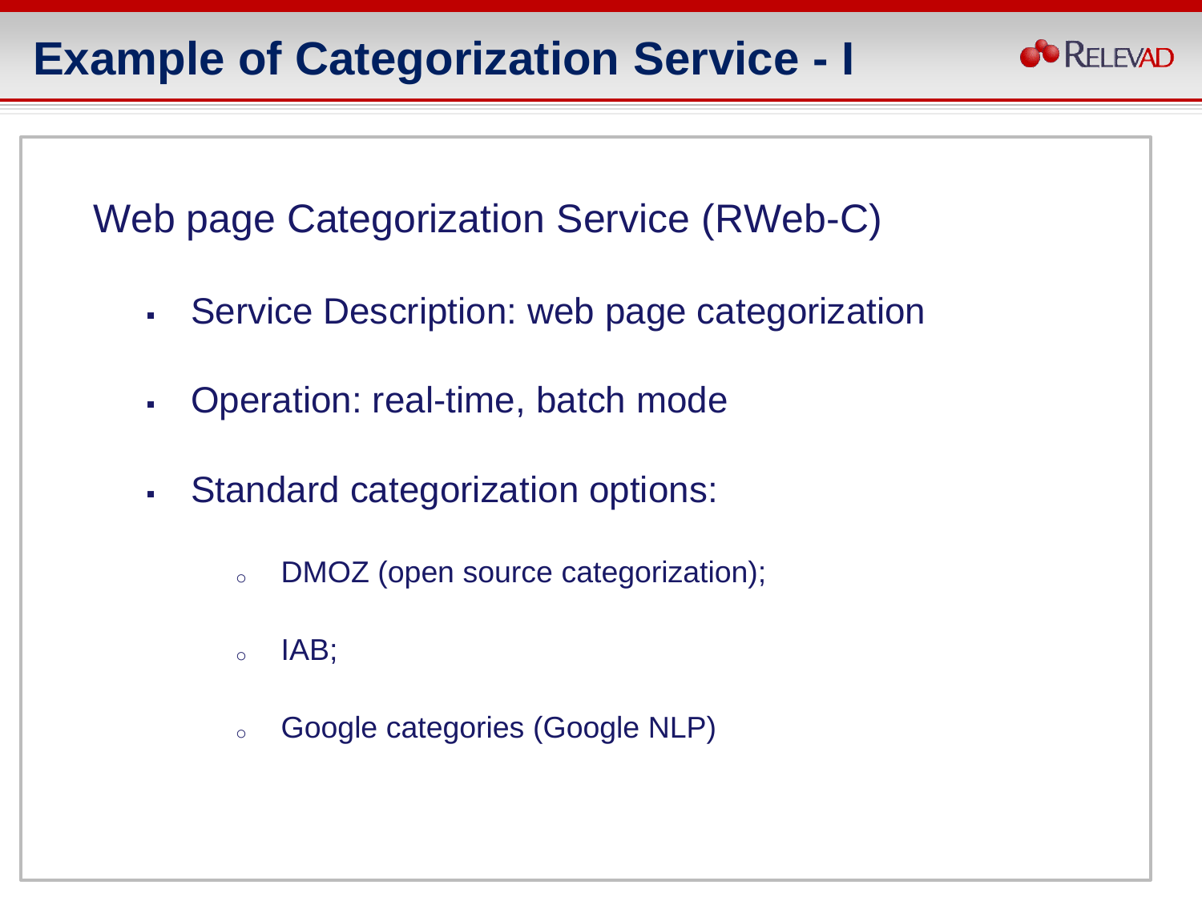# Example of Categorization Service - I

Web page Categorization Service (RWeb-C)

- Service Description: web page categorization
- Operation: real-time, batch mode
- Standard categorization options:
  - DMOZ (open source categorization);
  - IAB;
  - Google categories (Google NLP)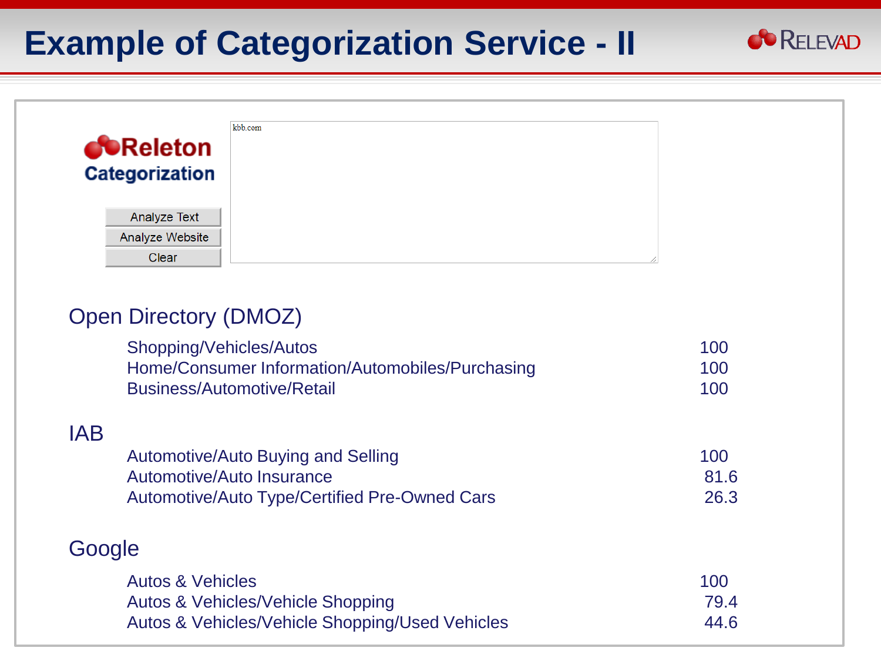# Example of Categorization Service - II

RELEVAD

Releton Categorization

Analyze Text
Analyze Website
Clear

kbb.com

## Open Directory (DMOZ)

| Category | Score |
|---|---|
| Shopping/Vehicles/Autos | 100 |
| Home/Consumer Information/Automobiles/Purchasing | 100 |
| Business/Automotive/Retail | 100 |

## IAB

| Category | Score |
|---|---|
| Automotive/Auto Buying and Selling | 100 |
| Automotive/Auto Insurance | 81.6 |
| Automotive/Auto Type/Certified Pre-Owned Cars | 26.3 |

## Google

| Category | Score |
|---|---|
| Autos & Vehicles | 100 |
| Autos & Vehicles/Vehicle Shopping | 79.4 |
| Autos & Vehicles/Vehicle Shopping/Used Vehicles | 44.6 |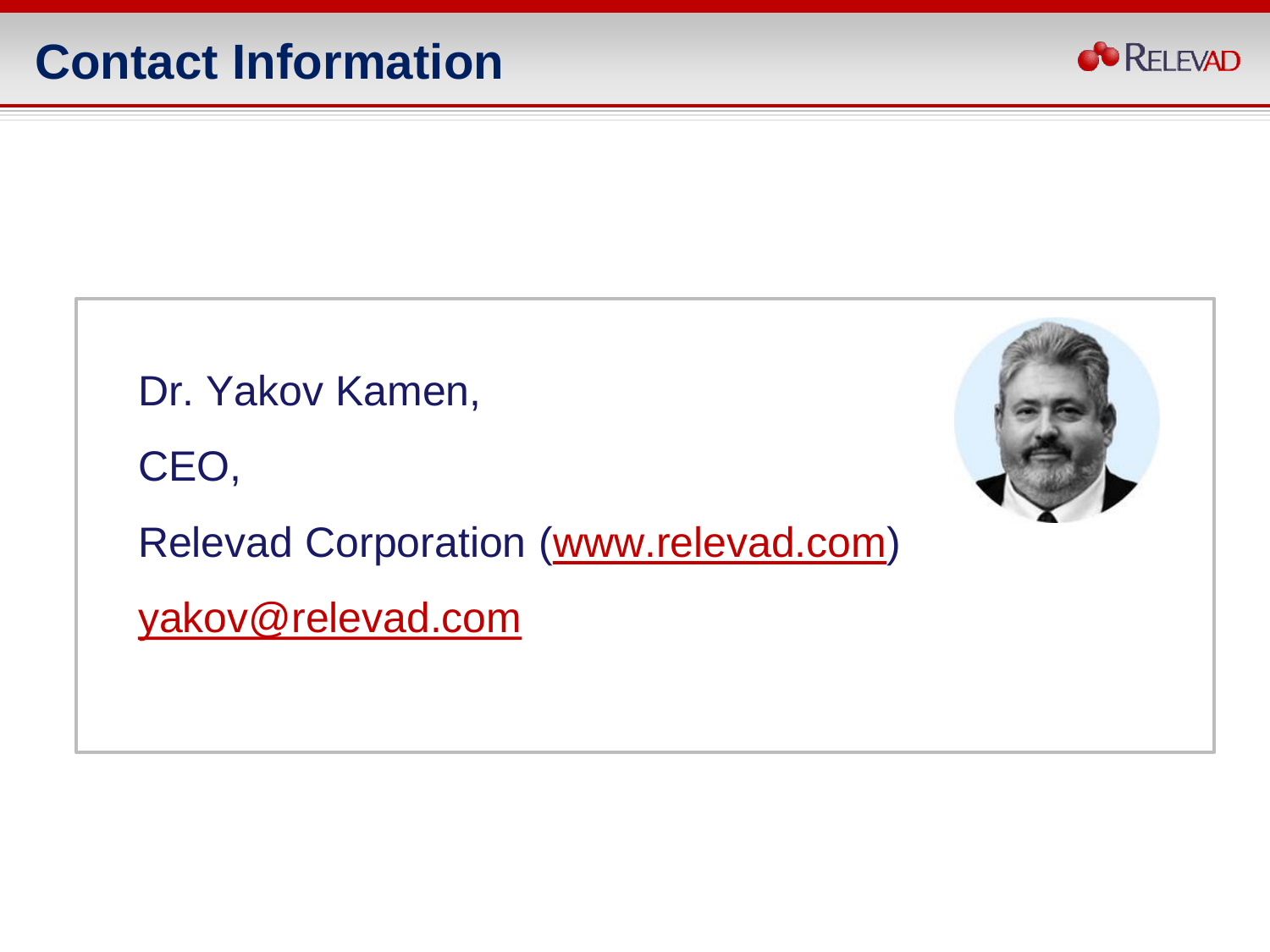# Contact Information

Dr. Yakov Kamen,

CEO,

Relevad Corporation (www.relevad.com)

yakov@relevad.com